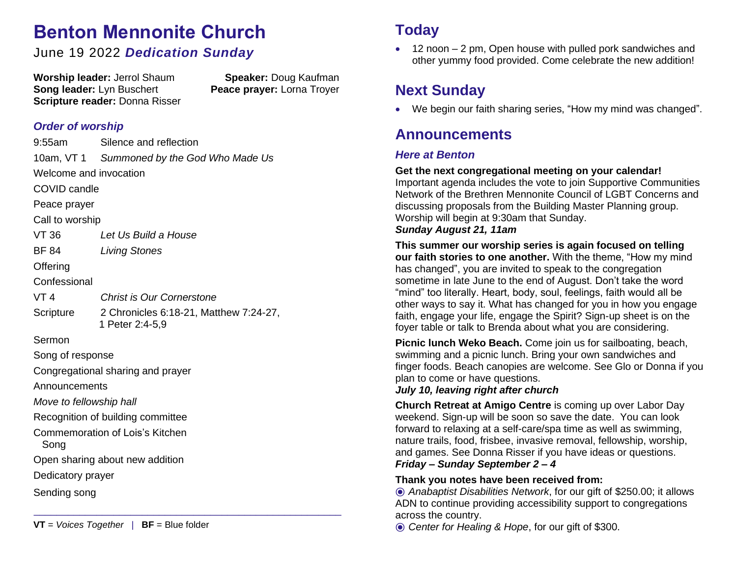# Benton Mennonite Church

June 19 2022 ***Dedication Sunday***

**Worship leader:** Jerrol Shaum
**Song leader:** Lyn Buschert
**Scripture reader:** Donna Risser
**Speaker:** Doug Kaufman
**Peace prayer:** Lorna Troyer

### *Order of worship*

| | |
|---|---|
| 9:55am | Silence and reflection |
| 10am, VT 1 | *Summoned by the God Who Made Us* |
| Welcome and invocation | |
| COVID candle | |
| Peace prayer | |
| Call to worship | |
| VT 36 | *Let Us Build a House* |
| BF 84 | *Living Stones* |
| Offering | |
| Confessional | |
| VT 4 | *Christ is Our Cornerstone* |
| Scripture | 2 Chronicles 6:18-21, Matthew 7:24-27, 1 Peter 2:4-5,9 |
| Sermon | |
| Song of response | |
| Congregational sharing and prayer | |
| Announcements | |
| *Move to fellowship hall* | |
| Recognition of building committee | |
| Commemoration of Lois's Kitchen Song | |
| Open sharing about new addition | |
| Dedicatory prayer | |
| Sending song | |

**VT** = *Voices Together* | **BF** = Blue folder

## Today

- 12 noon – 2 pm, Open house with pulled pork sandwiches and other yummy food provided. Come celebrate the new addition!

## Next Sunday

- We begin our faith sharing series, "How my mind was changed".

## Announcements

### *Here at Benton*

**Get the next congregational meeting on your calendar!** Important agenda includes the vote to join Supportive Communities Network of the Brethren Mennonite Council of LGBT Concerns and discussing proposals from the Building Master Planning group. Worship will begin at 9:30am that Sunday.
***Sunday August 21, 11am***

**This summer our worship series is again focused on telling our faith stories to one another.** With the theme, "How my mind has changed", you are invited to speak to the congregation sometime in late June to the end of August. Don't take the word "mind" too literally. Heart, body, soul, feelings, faith would all be other ways to say it. What has changed for you in how you engage faith, engage your life, engage the Spirit? Sign-up sheet is on the foyer table or talk to Brenda about what you are considering.

**Picnic lunch Weko Beach.** Come join us for sailboating, beach, swimming and a picnic lunch. Bring your own sandwiches and finger foods. Beach canopies are welcome. See Glo or Donna if you plan to come or have questions.
***July 10, leaving right after church***

**Church Retreat at Amigo Centre** is coming up over Labor Day weekend. Sign-up will be soon so save the date. You can look forward to relaxing at a self-care/spa time as well as swimming, nature trails, food, frisbee, invasive removal, fellowship, worship, and games. See Donna Risser if you have ideas or questions.
***Friday – Sunday September 2 – 4***

**Thank you notes have been received from:**

◉ *Anabaptist Disabilities Network*, for our gift of $250.00; it allows ADN to continue providing accessibility support to congregations across the country.

◉ *Center for Healing & Hope*, for our gift of $300.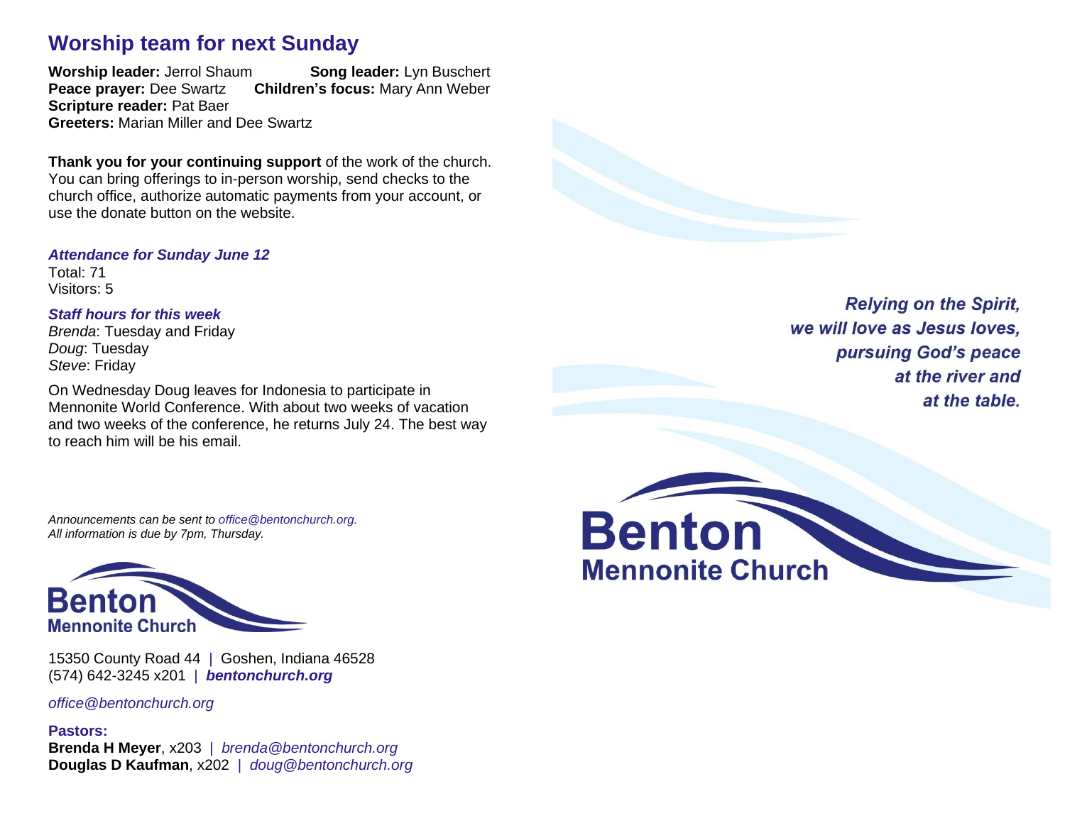## Worship team for next Sunday

**Worship leader:** Jerrol Shaum
**Song leader:** Lyn Buschert
**Peace prayer:** Dee Swartz
**Children's focus:** Mary Ann Weber
**Scripture reader:** Pat Baer
**Greeters:** Marian Miller and Dee Swartz

**Thank you for your continuing support** of the work of the church. You can bring offerings to in-person worship, send checks to the church office, authorize automatic payments from your account, or use the donate button on the website.

***Attendance for Sunday June 12***

Total: 71
Visitors: 5

***Staff hours for this week***

*Brenda*: Tuesday and Friday
*Doug*: Tuesday
*Steve*: Friday

On Wednesday Doug leaves for Indonesia to participate in Mennonite World Conference. With about two weeks of vacation and two weeks of the conference, he returns July 24. The best way to reach him will be his email.

*Announcements can be sent to office@bentonchurch.org.*
*All information is due by 7pm, Thursday.*

Benton
Mennonite Church

15350 County Road 44 | Goshen, Indiana 46528
(574) 642-3245 x201 | ***bentonchurch.org***

*office@bentonchurch.org*

**Pastors:**
**Brenda H Meyer**, x203 | *brenda@bentonchurch.org*
**Douglas D Kaufman**, x202 | *doug@bentonchurch.org*

***Relying on the Spirit,***
***we will love as Jesus loves,***
***pursuing God's peace***
***at the river and***
***at the table.***

# Benton
## Mennonite Church